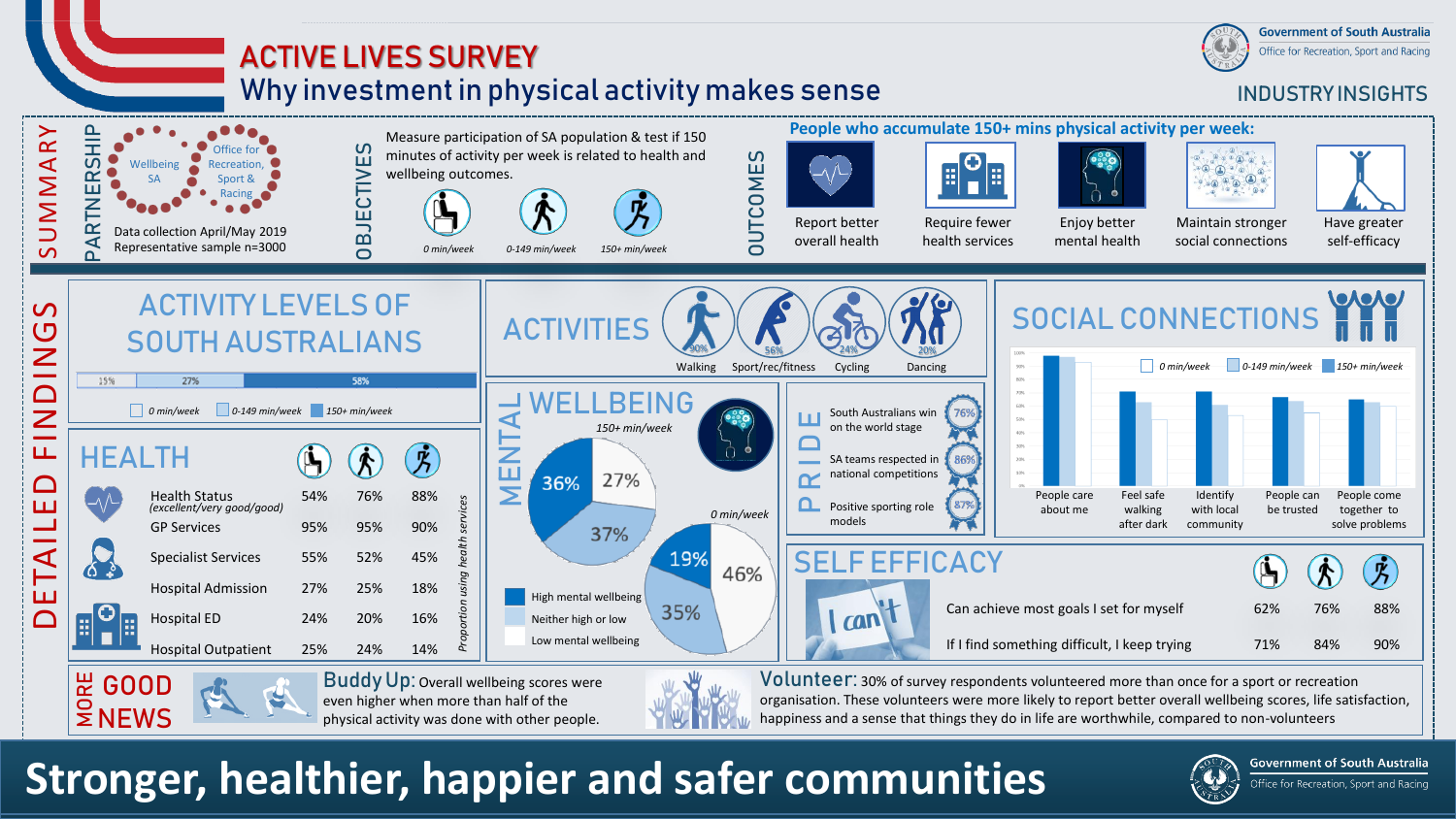# ACTIVE LIVES SURVEY

## Why investment in physical activity makes sense

Government of South Australia
Office for Recreation, Sport and Racing

INDUSTRY INSIGHTS

## SUMMARY

**PARTNERSHIP**

Wellbeing SA — Office for Recreation, Sport & Racing

Data collection April/May 2019
Representative sample n=3000

**OBJECTIVES**

Measure participation of SA population & test if 150 minutes of activity per week is related to health and wellbeing outcomes.

*0 min/week* · *0-149 min/week* · *150+ min/week*

**OUTCOMES**

**People who accumulate 150+ mins physical activity per week:**

- Report better overall health
- Require fewer health services
- Enjoy better mental health
- Maintain stronger social connections
- Have greater self-efficacy

## DETAILED FINDINGS

### ACTIVITY LEVELS OF SOUTH AUSTRALIANS

| 0 min/week | 0-149 min/week | 150+ min/week |
|---|---|---|
| 15% | 27% | 58% |

### ACTIVITIES

| Walking | Sport/rec/fitness | Cycling | Dancing |
|---|---|---|---|
| 90% | 56% | 24% | 20% |

### SOCIAL CONNECTIONS

Legend: 0 min/week · 0-149 min/week · 150+ min/week

Categories: People care about me · Feel safe walking after dark · Identify with local community · People can be trusted · People come together to solve problems

### HEALTH

| | 0 min/week | 0-149 min/week | 150+ min/week |
|---|---|---|---|
| Health Status *(excellent/very good/good)* | 54% | 76% | 88% |
| GP Services | 95% | 95% | 90% |
| Specialist Services | 55% | 52% | 45% |
| Hospital Admission | 27% | 25% | 18% |
| Hospital ED | 24% | 20% | 16% |
| Hospital Outpatient | 25% | 24% | 14% |

*Proportion using health services*

### MENTAL WELLBEING

| | 150+ min/week | 0 min/week |
|---|---|---|
| High mental wellbeing | 36% | 19% |
| Neither high or low | 37% | 35% |
| Low mental wellbeing | 27% | 46% |

### PRIDE

- South Australians win on the world stage — 76%
- SA teams respected in national competitions — 86%
- Positive sporting role models — 87%

### SELF EFFICACY

| | 0 min/week | 0-149 min/week | 150+ min/week |
|---|---|---|---|
| Can achieve most goals I set for myself | 62% | 76% | 88% |
| If I find something difficult, I keep trying | 71% | 84% | 90% |

### MORE GOOD NEWS

**Buddy Up:** Overall wellbeing scores were even higher when more than half of the physical activity was done with other people.

**Volunteer:** 30% of survey respondents volunteered more than once for a sport or recreation organisation. These volunteers were more likely to report better overall wellbeing scores, life satisfaction, happiness and a sense that things they do in life are worthwhile, compared to non-volunteers

# Stronger, healthier, happier and safer communities

Government of South Australia
Office for Recreation, Sport and Racing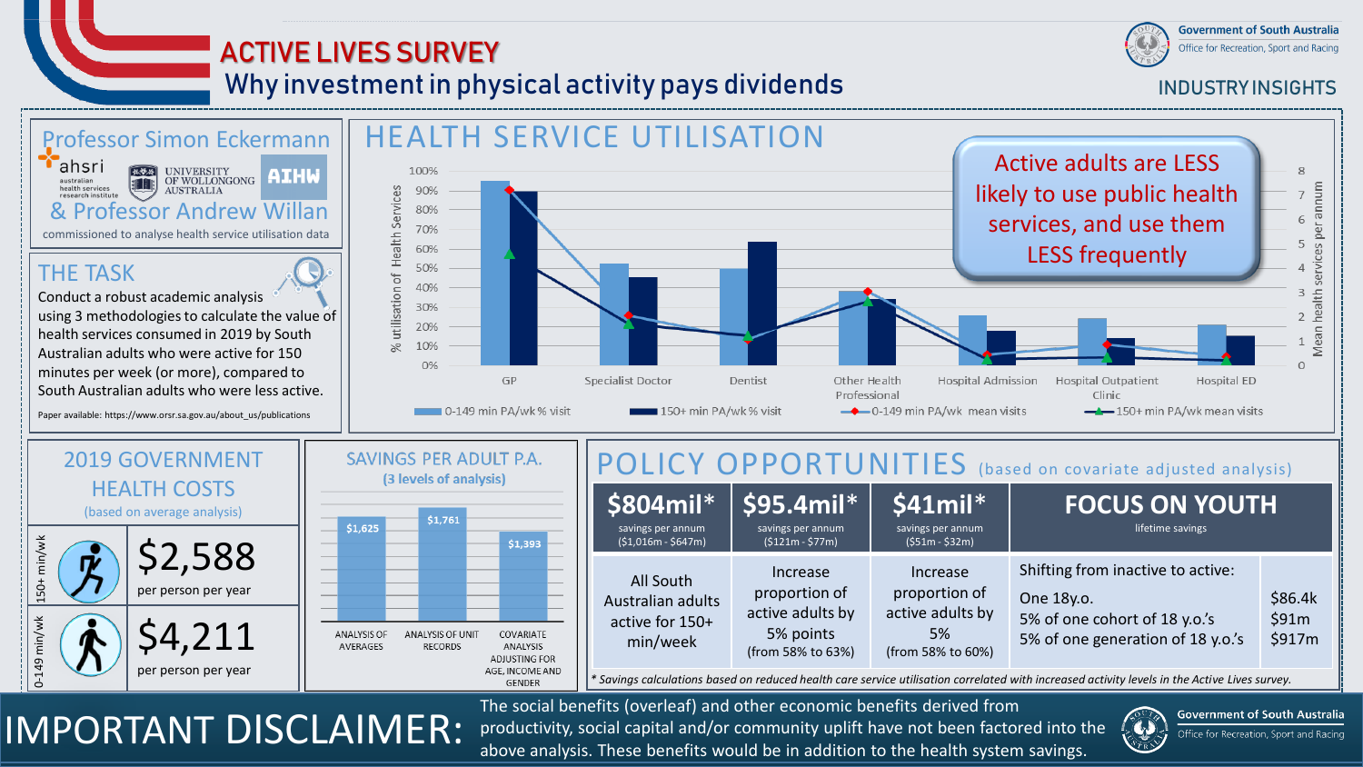# ACTIVE LIVES SURVEY

## Why investment in physical activity pays dividends

Government of South Australia
Office for Recreation, Sport and Racing

INDUSTRY INSIGHTS

### Professor Simon Eckermann & Professor Andrew Willan

ahsri australian health services research institute
UNIVERSITY OF WOLLONGONG AUSTRALIA
AIHW

commissioned to analyse health service utilisation data

### THE TASK

Conduct a robust academic analysis using 3 methodologies to calculate the value of health services consumed in 2019 by South Australian adults who were active for 150 minutes per week (or more), compared to South Australian adults who were less active.

Paper available: https://www.orsr.sa.gov.au/about_us/publications

### HEALTH SERVICE UTILISATION

% utilisation of Health Services
100% 90% 80% 70% 60% 50% 40% 30% 20% 10% 0%

Mean health services per annum
8 7 6 5 4 3 2 1 0

GP
Specialist Doctor
Dentist
Other Health Professional
Hospital Admission
Hospital Outpatient Clinic
Hospital ED

0-149 min PA/wk % visit
150+ min PA/wk % visit
0-149 min PA/wk mean visits
150+ min PA/wk mean visits

Active adults are LESS likely to use public health services, and use them LESS frequently

### 2019 GOVERNMENT HEALTH COSTS

(based on average analysis)

| | |
|---|---|
| 150+ min/wk | **$2,588** per person per year |
| 0-149 min/wk | **$4,211** per person per year |

### SAVINGS PER ADULT P.A.

(3 levels of analysis)

$1,625
$1,761
$1,393

ANALYSIS OF AVERAGES
ANALYSIS OF UNIT RECORDS
COVARIATE ANALYSIS ADJUSTING FOR AGE, INCOME AND GENDER

### POLICY OPPORTUNITIES (based on covariate adjusted analysis)

| **$804mil*** savings per annum ($1,016m - $647m) | **$95.4mil*** savings per annum ($121m - $77m) | **$41mil*** savings per annum ($51m - $32m) | **FOCUS ON YOUTH** lifetime savings | |
|---|---|---|---|---|
| All South Australian adults active for 150+ min/week | Increase proportion of active adults by 5% points (from 58% to 63%) | Increase proportion of active adults by 5% (from 58% to 60%) | Shifting from inactive to active:<br>One 18y.o.<br>5% of one cohort of 18 y.o.'s<br>5% of one generation of 18 y.o.'s | <br>$86.4k<br>$91m<br>$917m |

*\* Savings calculations based on reduced health care service utilisation correlated with increased activity levels in the Active Lives survey.*

## IMPORTANT DISCLAIMER:

The social benefits (overleaf) and other economic benefits derived from productivity, social capital and/or community uplift have not been factored into the above analysis. These benefits would be in addition to the health system savings.

Government of South Australia
Office for Recreation, Sport and Racing